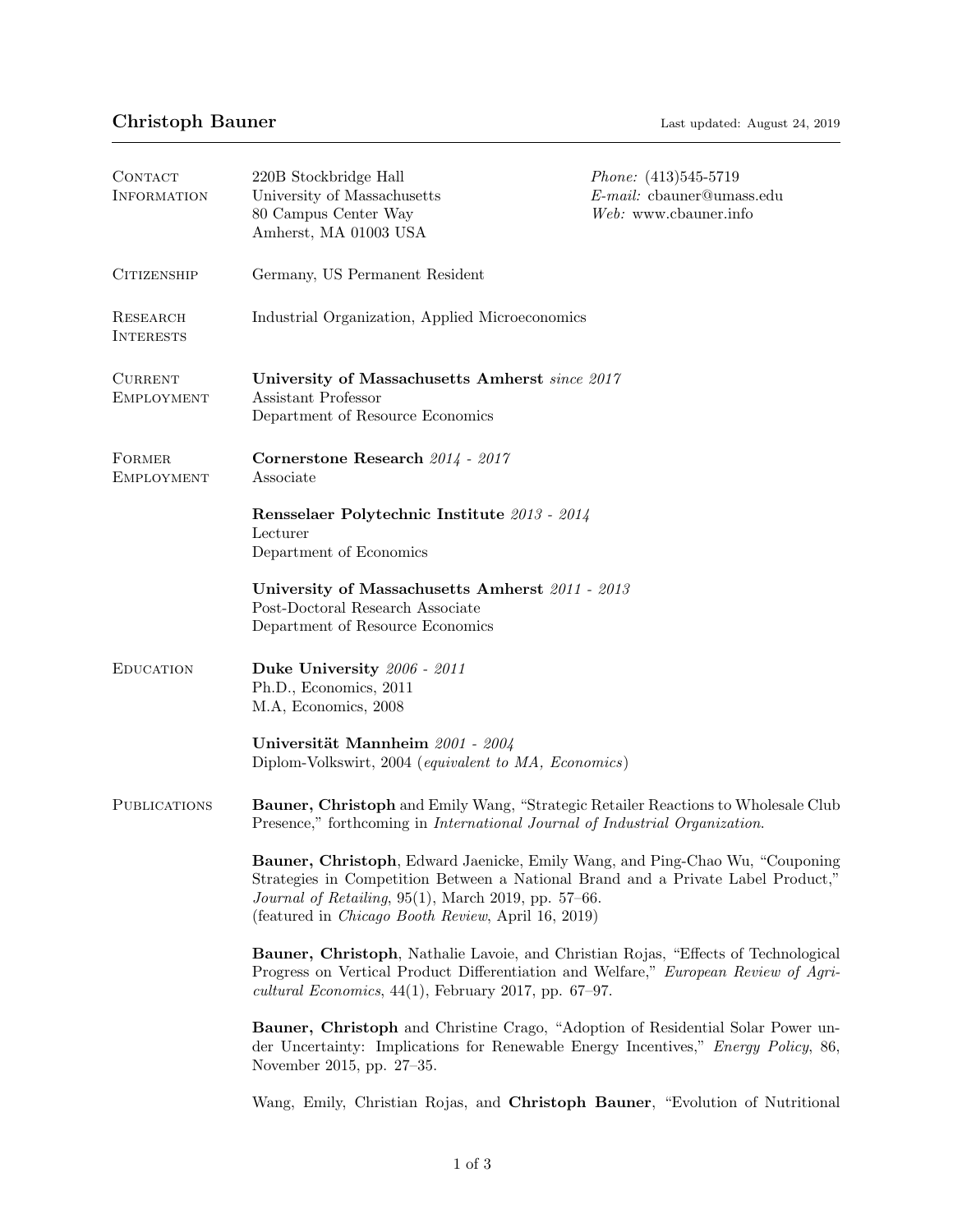# Christoph Bauner

Last updated: August 24, 2019

---

**Contact Information**

220B Stockbridge Hall
University of Massachusetts
80 Campus Center Way
Amherst, MA 01003 USA

*Phone:* (413)545-5719
*E-mail:* cbauner@umass.edu
*Web:* www.cbauner.info

**Citizenship**

Germany, US Permanent Resident

**Research Interests**

Industrial Organization, Applied Microeconomics

**Current Employment**

**University of Massachusetts Amherst** *since 2017*
Assistant Professor
Department of Resource Economics

**Former Employment**

**Cornerstone Research** *2014 - 2017*
Associate

**Rensselaer Polytechnic Institute** *2013 - 2014*
Lecturer
Department of Economics

**University of Massachusetts Amherst** *2011 - 2013*
Post-Doctoral Research Associate
Department of Resource Economics

**Education**

**Duke University** *2006 - 2011*
Ph.D., Economics, 2011
M.A, Economics, 2008

**Universität Mannheim** *2001 - 2004*
Diplom-Volkswirt, 2004 (*equivalent to MA, Economics*)

**Publications**

**Bauner, Christoph** and Emily Wang, "Strategic Retailer Reactions to Wholesale Club Presence," forthcoming in *International Journal of Industrial Organization*.

**Bauner, Christoph**, Edward Jaenicke, Emily Wang, and Ping-Chao Wu, "Couponing Strategies in Competition Between a National Brand and a Private Label Product," *Journal of Retailing*, 95(1), March 2019, pp. 57–66.
(featured in *Chicago Booth Review*, April 16, 2019)

**Bauner, Christoph**, Nathalie Lavoie, and Christian Rojas, "Effects of Technological Progress on Vertical Product Differentiation and Welfare," *European Review of Agricultural Economics*, 44(1), February 2017, pp. 67–97.

**Bauner, Christoph** and Christine Crago, "Adoption of Residential Solar Power under Uncertainty: Implications for Renewable Energy Incentives," *Energy Policy*, 86, November 2015, pp. 27–35.

Wang, Emily, Christian Rojas, and **Christoph Bauner**, "Evolution of Nutritional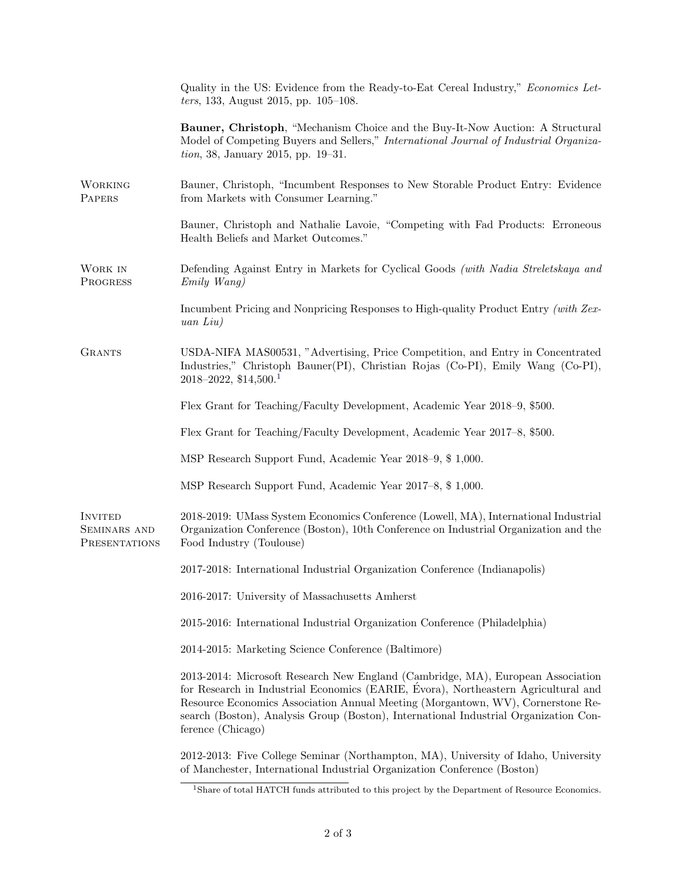Quality in the US: Evidence from the Ready-to-Eat Cereal Industry," *Economics Letters*, 133, August 2015, pp. 105–108.

**Bauner, Christoph**, "Mechanism Choice and the Buy-It-Now Auction: A Structural Model of Competing Buyers and Sellers," *International Journal of Industrial Organization*, 38, January 2015, pp. 19–31.

## Working Papers

Bauner, Christoph, "Incumbent Responses to New Storable Product Entry: Evidence from Markets with Consumer Learning."

Bauner, Christoph and Nathalie Lavoie, "Competing with Fad Products: Erroneous Health Beliefs and Market Outcomes."

## Work in Progress

Defending Against Entry in Markets for Cyclical Goods *(with Nadia Streletskaya and Emily Wang)*

Incumbent Pricing and Nonpricing Responses to High-quality Product Entry *(with Zexuan Liu)*

## Grants

USDA-NIFA MAS00531, "Advertising, Price Competition, and Entry in Concentrated Industries," Christoph Bauner(PI), Christian Rojas (Co-PI), Emily Wang (Co-PI), 2018–2022, $14,500.[1]

Flex Grant for Teaching/Faculty Development, Academic Year 2018–9, $500.

Flex Grant for Teaching/Faculty Development, Academic Year 2017–8, $500.

MSP Research Support Fund, Academic Year 2018–9, $ 1,000.

MSP Research Support Fund, Academic Year 2017–8, $ 1,000.

## Invited Seminars and Presentations

2018-2019: UMass System Economics Conference (Lowell, MA), International Industrial Organization Conference (Boston), 10th Conference on Industrial Organization and the Food Industry (Toulouse)

2017-2018: International Industrial Organization Conference (Indianapolis)

2016-2017: University of Massachusetts Amherst

2015-2016: International Industrial Organization Conference (Philadelphia)

2014-2015: Marketing Science Conference (Baltimore)

2013-2014: Microsoft Research New England (Cambridge, MA), European Association for Research in Industrial Economics (EARIE, Évora), Northeastern Agricultural and Resource Economics Association Annual Meeting (Morgantown, WV), Cornerstone Research (Boston), Analysis Group (Boston), International Industrial Organization Conference (Chicago)

2012-2013: Five College Seminar (Northampton, MA), University of Idaho, University of Manchester, International Industrial Organization Conference (Boston)

[1] Share of total HATCH funds attributed to this project by the Department of Resource Economics.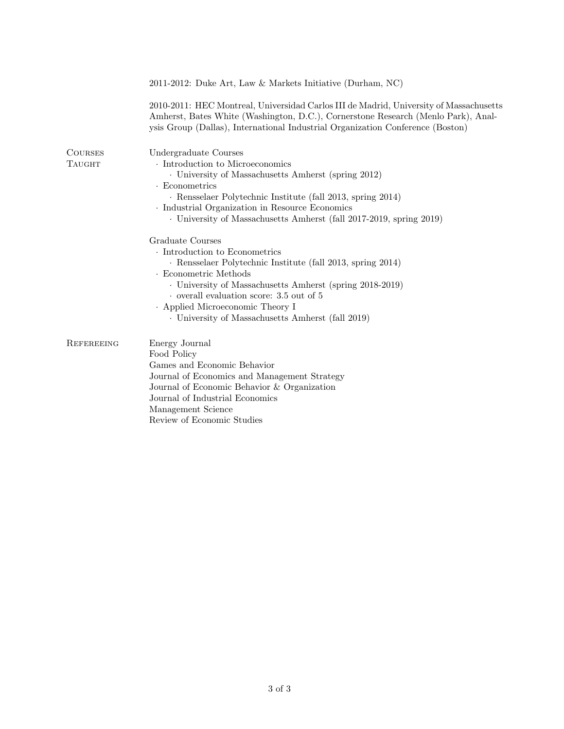2011-2012: Duke Art, Law & Markets Initiative (Durham, NC)

2010-2011: HEC Montreal, Universidad Carlos III de Madrid, University of Massachusetts Amherst, Bates White (Washington, D.C.), Cornerstone Research (Menlo Park), Analysis Group (Dallas), International Industrial Organization Conference (Boston)

## Courses Taught

Undergraduate Courses

- Introduction to Microeconomics
  - University of Massachusetts Amherst (spring 2012)
- Econometrics
  - Rensselaer Polytechnic Institute (fall 2013, spring 2014)
- Industrial Organization in Resource Economics
  - University of Massachusetts Amherst (fall 2017-2019, spring 2019)

Graduate Courses

- Introduction to Econometrics
  - Rensselaer Polytechnic Institute (fall 2013, spring 2014)
- Econometric Methods
  - University of Massachusetts Amherst (spring 2018-2019)
  - overall evaluation score: 3.5 out of 5
- Applied Microeconomic Theory I
  - University of Massachusetts Amherst (fall 2019)

## Refereeing

Energy Journal
Food Policy
Games and Economic Behavior
Journal of Economics and Management Strategy
Journal of Economic Behavior & Organization
Journal of Industrial Economics
Management Science
Review of Economic Studies